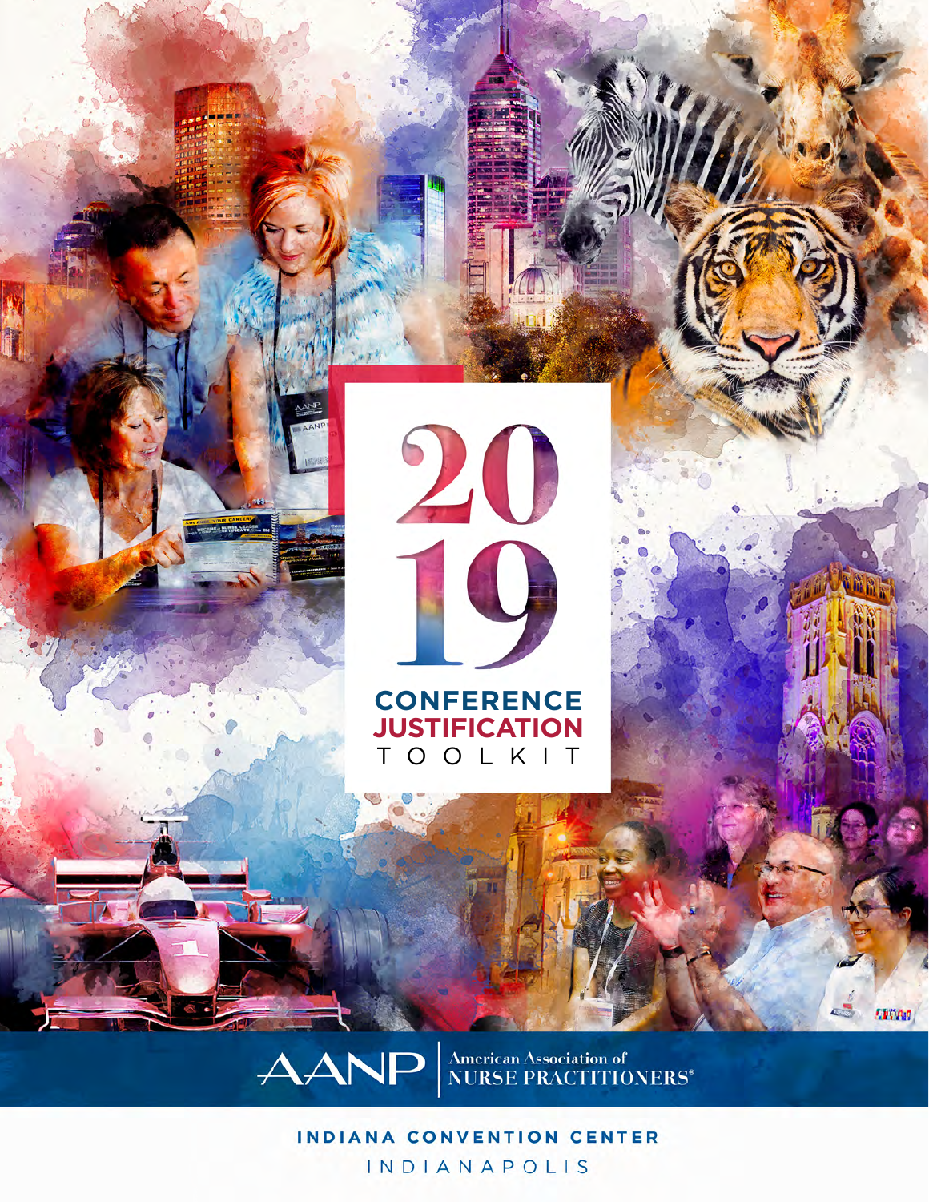# 2019 CONFERENCE JUSTIFICATION TOOLKIT

AANP | American Association of NURSE PRACTITIONERS®

INDIANA CONVENTION CENTER

INDIANAPOLIS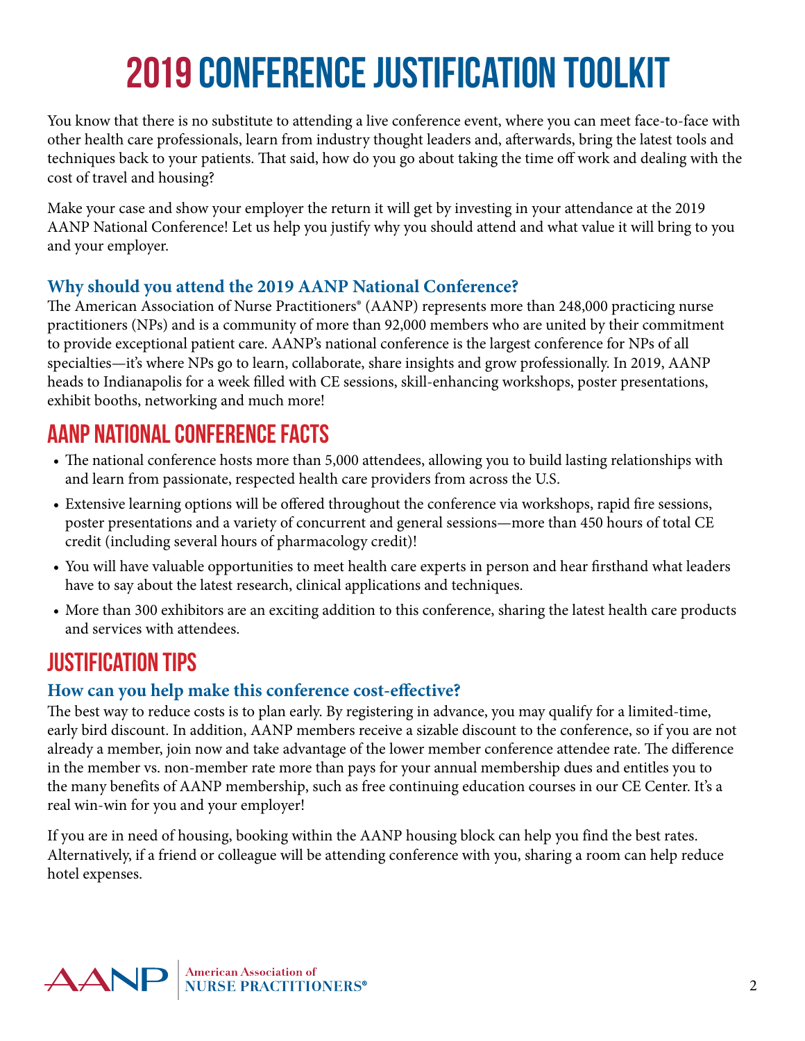# 2019 CONFERENCE JUSTIFICATION TOOLKIT

You know that there is no substitute to attending a live conference event, where you can meet face-to-face with other health care professionals, learn from industry thought leaders and, afterwards, bring the latest tools and techniques back to your patients. That said, how do you go about taking the time off work and dealing with the cost of travel and housing?

Make your case and show your employer the return it will get by investing in your attendance at the 2019 AANP National Conference! Let us help you justify why you should attend and what value it will bring to you and your employer.

### Why should you attend the 2019 AANP National Conference?

The American Association of Nurse Practitioners® (AANP) represents more than 248,000 practicing nurse practitioners (NPs) and is a community of more than 92,000 members who are united by their commitment to provide exceptional patient care. AANP's national conference is the largest conference for NPs of all specialties—it's where NPs go to learn, collaborate, share insights and grow professionally. In 2019, AANP heads to Indianapolis for a week filled with CE sessions, skill-enhancing workshops, poster presentations, exhibit booths, networking and much more!

## AANP NATIONAL CONFERENCE FACTS

- The national conference hosts more than 5,000 attendees, allowing you to build lasting relationships with and learn from passionate, respected health care providers from across the U.S.
- Extensive learning options will be offered throughout the conference via workshops, rapid fire sessions, poster presentations and a variety of concurrent and general sessions—more than 450 hours of total CE credit (including several hours of pharmacology credit)!
- You will have valuable opportunities to meet health care experts in person and hear firsthand what leaders have to say about the latest research, clinical applications and techniques.
- More than 300 exhibitors are an exciting addition to this conference, sharing the latest health care products and services with attendees.

## JUSTIFICATION TIPS

### How can you help make this conference cost-effective?

The best way to reduce costs is to plan early. By registering in advance, you may qualify for a limited-time, early bird discount. In addition, AANP members receive a sizable discount to the conference, so if you are not already a member, join now and take advantage of the lower member conference attendee rate. The difference in the member vs. non-member rate more than pays for your annual membership dues and entitles you to the many benefits of AANP membership, such as free continuing education courses in our CE Center. It's a real win-win for you and your employer!

If you are in need of housing, booking within the AANP housing block can help you find the best rates. Alternatively, if a friend or colleague will be attending conference with you, sharing a room can help reduce hotel expenses.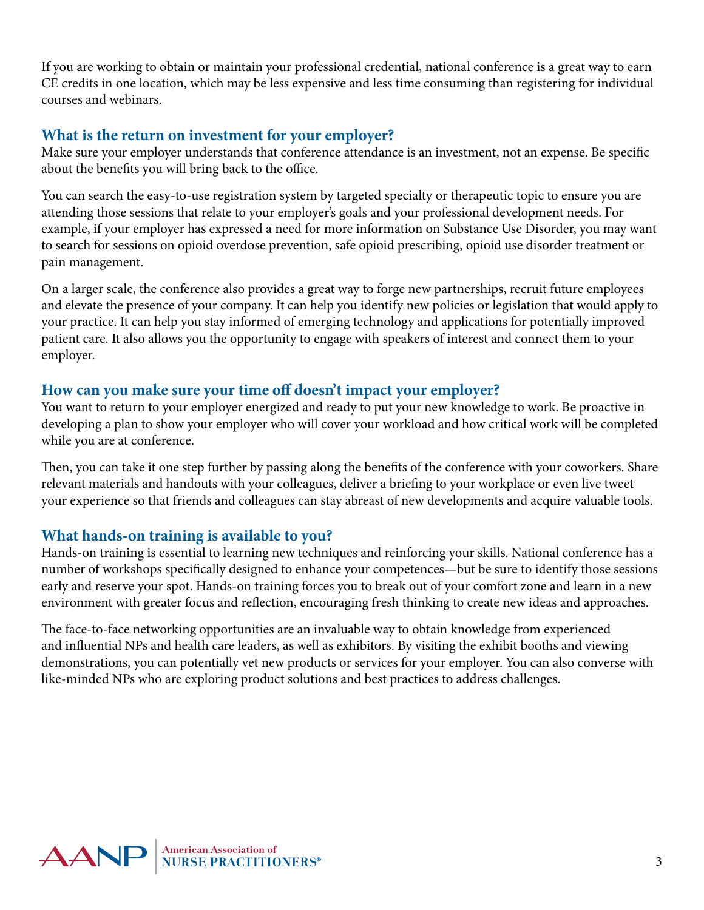If you are working to obtain or maintain your professional credential, national conference is a great way to earn CE credits in one location, which may be less expensive and less time consuming than registering for individual courses and webinars.

## What is the return on investment for your employer?

Make sure your employer understands that conference attendance is an investment, not an expense. Be specific about the benefits you will bring back to the office.

You can search the easy-to-use registration system by targeted specialty or therapeutic topic to ensure you are attending those sessions that relate to your employer's goals and your professional development needs. For example, if your employer has expressed a need for more information on Substance Use Disorder, you may want to search for sessions on opioid overdose prevention, safe opioid prescribing, opioid use disorder treatment or pain management.

On a larger scale, the conference also provides a great way to forge new partnerships, recruit future employees and elevate the presence of your company. It can help you identify new policies or legislation that would apply to your practice. It can help you stay informed of emerging technology and applications for potentially improved patient care. It also allows you the opportunity to engage with speakers of interest and connect them to your employer.

## How can you make sure your time off doesn't impact your employer?

You want to return to your employer energized and ready to put your new knowledge to work. Be proactive in developing a plan to show your employer who will cover your workload and how critical work will be completed while you are at conference.

Then, you can take it one step further by passing along the benefits of the conference with your coworkers. Share relevant materials and handouts with your colleagues, deliver a briefing to your workplace or even live tweet your experience so that friends and colleagues can stay abreast of new developments and acquire valuable tools.

## What hands-on training is available to you?

Hands-on training is essential to learning new techniques and reinforcing your skills. National conference has a number of workshops specifically designed to enhance your competences—but be sure to identify those sessions early and reserve your spot. Hands-on training forces you to break out of your comfort zone and learn in a new environment with greater focus and reflection, encouraging fresh thinking to create new ideas and approaches.

The face-to-face networking opportunities are an invaluable way to obtain knowledge from experienced and influential NPs and health care leaders, as well as exhibitors. By visiting the exhibit booths and viewing demonstrations, you can potentially vet new products or services for your employer. You can also converse with like-minded NPs who are exploring product solutions and best practices to address challenges.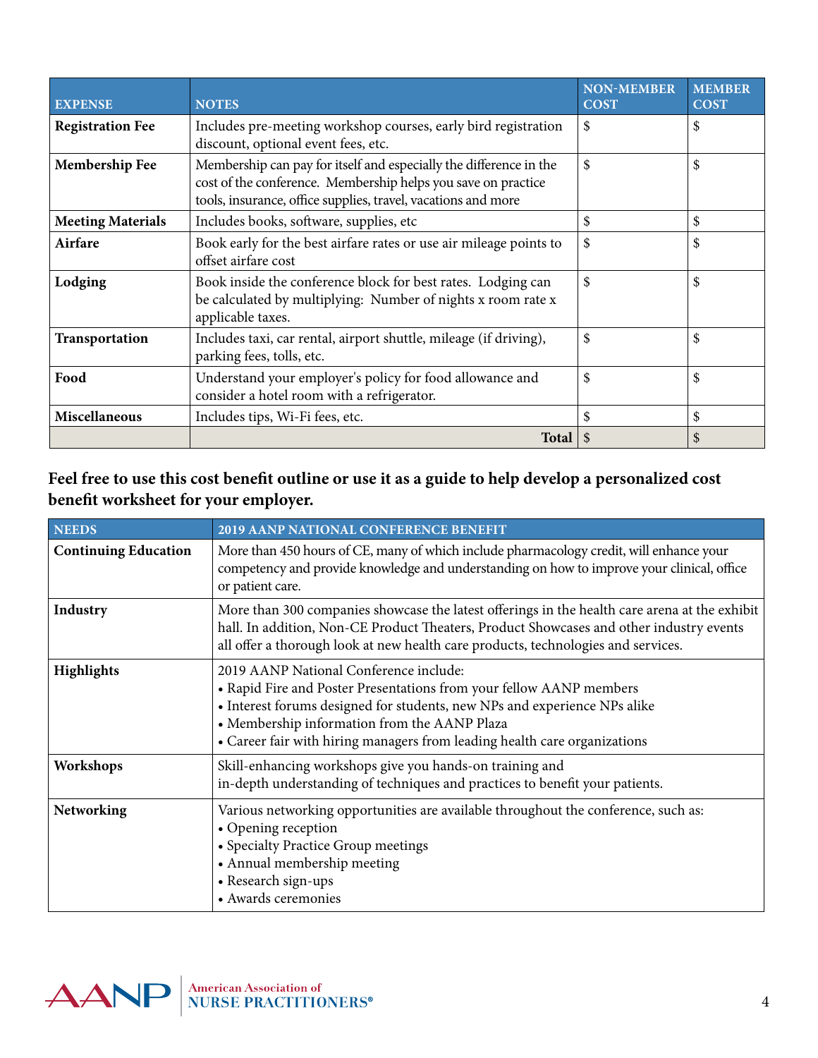| EXPENSE | NOTES | NON-MEMBER COST | MEMBER COST |
|---|---|---|---|
| **Registration Fee** | Includes pre-meeting workshop courses, early bird registration discount, optional event fees, etc. | $ | $ |
| **Membership Fee** | Membership can pay for itself and especially the difference in the cost of the conference. Membership helps you save on practice tools, insurance, office supplies, travel, vacations and more | $ | $ |
| **Meeting Materials** | Includes books, software, supplies, etc | $ | $ |
| **Airfare** | Book early for the best airfare rates or use air mileage points to offset airfare cost | $ | $ |
| **Lodging** | Book inside the conference block for best rates. Lodging can be calculated by multiplying: Number of nights x room rate x applicable taxes. | $ | $ |
| **Transportation** | Includes taxi, car rental, airport shuttle, mileage (if driving), parking fees, tolls, etc. | $ | $ |
| **Food** | Understand your employer's policy for food allowance and consider a hotel room with a refrigerator. | $ | $ |
| **Miscellaneous** | Includes tips, Wi-Fi fees, etc. | $ | $ |
| | **Total** | $ | $ |

**Feel free to use this cost benefit outline or use it as a guide to help develop a personalized cost benefit worksheet for your employer.**

| NEEDS | 2019 AANP NATIONAL CONFERENCE BENEFIT |
|---|---|
| **Continuing Education** | More than 450 hours of CE, many of which include pharmacology credit, will enhance your competency and provide knowledge and understanding on how to improve your clinical, office or patient care. |
| **Industry** | More than 300 companies showcase the latest offerings in the health care arena at the exhibit hall. In addition, Non-CE Product Theaters, Product Showcases and other industry events all offer a thorough look at new health care products, technologies and services. |
| **Highlights** | 2019 AANP National Conference include:<br>• Rapid Fire and Poster Presentations from your fellow AANP members<br>• Interest forums designed for students, new NPs and experience NPs alike<br>• Membership information from the AANP Plaza<br>• Career fair with hiring managers from leading health care organizations |
| **Workshops** | Skill-enhancing workshops give you hands-on training and in-depth understanding of techniques and practices to benefit your patients. |
| **Networking** | Various networking opportunities are available throughout the conference, such as:<br>• Opening reception<br>• Specialty Practice Group meetings<br>• Annual membership meeting<br>• Research sign-ups<br>• Awards ceremonies |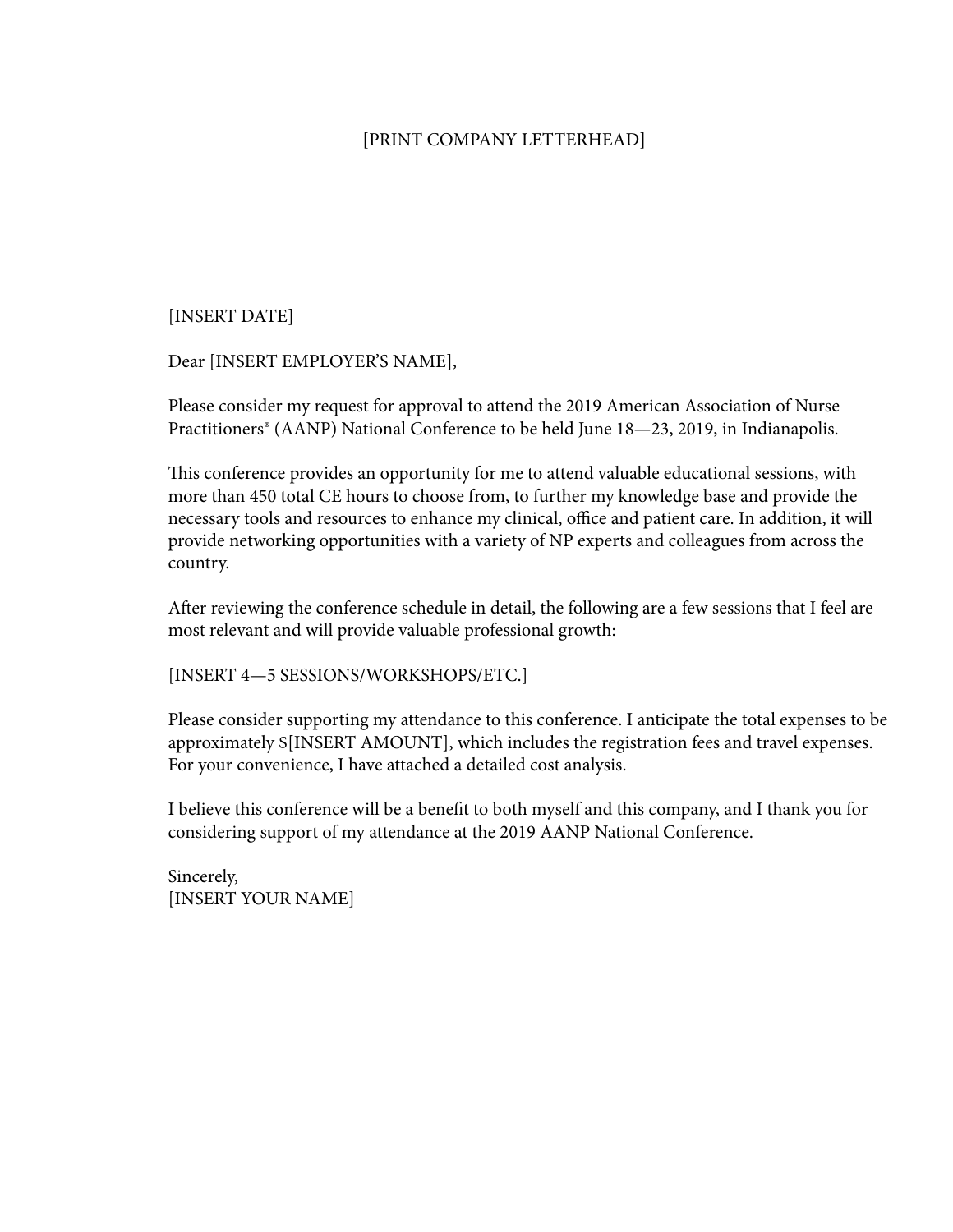[PRINT COMPANY LETTERHEAD]

[INSERT DATE]

Dear [INSERT EMPLOYER'S NAME],

Please consider my request for approval to attend the 2019 American Association of Nurse Practitioners® (AANP) National Conference to be held June 18—23, 2019, in Indianapolis.

This conference provides an opportunity for me to attend valuable educational sessions, with more than 450 total CE hours to choose from, to further my knowledge base and provide the necessary tools and resources to enhance my clinical, office and patient care. In addition, it will provide networking opportunities with a variety of NP experts and colleagues from across the country.

After reviewing the conference schedule in detail, the following are a few sessions that I feel are most relevant and will provide valuable professional growth:

[INSERT 4—5 SESSIONS/WORKSHOPS/ETC.]

Please consider supporting my attendance to this conference. I anticipate the total expenses to be approximately $[INSERT AMOUNT], which includes the registration fees and travel expenses. For your convenience, I have attached a detailed cost analysis.

I believe this conference will be a benefit to both myself and this company, and I thank you for considering support of my attendance at the 2019 AANP National Conference.

Sincerely,
[INSERT YOUR NAME]